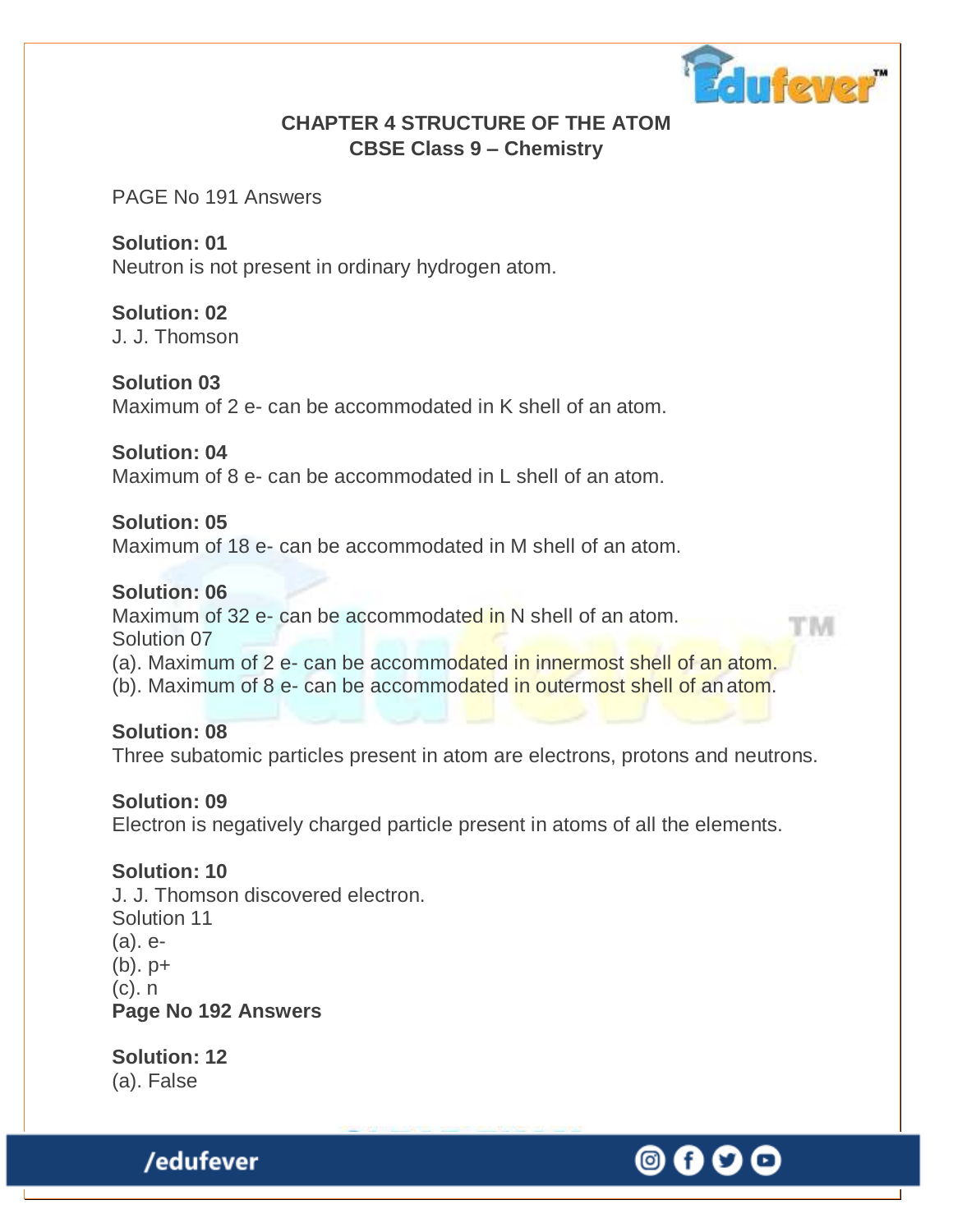# CHAPTER 4 STRUCTURE OF THE ATOM

## CBSE Class 9 – Chemistry

PAGE No 191 Answers

**Solution: 01**
Neutron is not present in ordinary hydrogen atom.

**Solution: 02**
J. J. Thomson

**Solution 03**
Maximum of 2 e- can be accommodated in K shell of an atom.

**Solution: 04**
Maximum of 8 e- can be accommodated in L shell of an atom.

**Solution: 05**
Maximum of 18 e- can be accommodated in M shell of an atom.

**Solution: 06**
Maximum of 32 e- can be accommodated in N shell of an atom.

Solution 07

(a). Maximum of 2 e- can be accommodated in innermost shell of an atom.
(b). Maximum of 8 e- can be accommodated in outermost shell of an atom.

**Solution: 08**
Three subatomic particles present in atom are electrons, protons and neutrons.

**Solution: 09**
Electron is negatively charged particle present in atoms of all the elements.

**Solution: 10**
J. J. Thomson discovered electron.

Solution 11

(a). e-
(b). p+
(c). n

**Page No 192 Answers**

**Solution: 12**
(a). False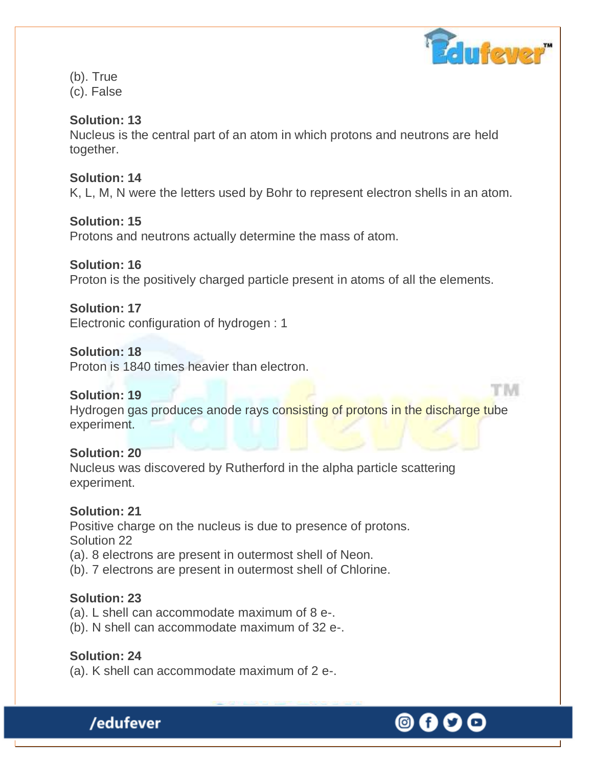(b). True
(c). False

**Solution: 13**
Nucleus is the central part of an atom in which protons and neutrons are held together.

**Solution: 14**
K, L, M, N were the letters used by Bohr to represent electron shells in an atom.

**Solution: 15**
Protons and neutrons actually determine the mass of atom.

**Solution: 16**
Proton is the positively charged particle present in atoms of all the elements.

**Solution: 17**
Electronic configuration of hydrogen : 1

**Solution: 18**
Proton is 1840 times heavier than electron.

**Solution: 19**
Hydrogen gas produces anode rays consisting of protons in the discharge tube experiment.

**Solution: 20**
Nucleus was discovered by Rutherford in the alpha particle scattering experiment.

**Solution: 21**
Positive charge on the nucleus is due to presence of protons.
Solution 22
(a). 8 electrons are present in outermost shell of Neon.
(b). 7 electrons are present in outermost shell of Chlorine.

**Solution: 23**
(a). L shell can accommodate maximum of 8 e-.
(b). N shell can accommodate maximum of 32 e-.

**Solution: 24**
(a). K shell can accommodate maximum of 2 e-.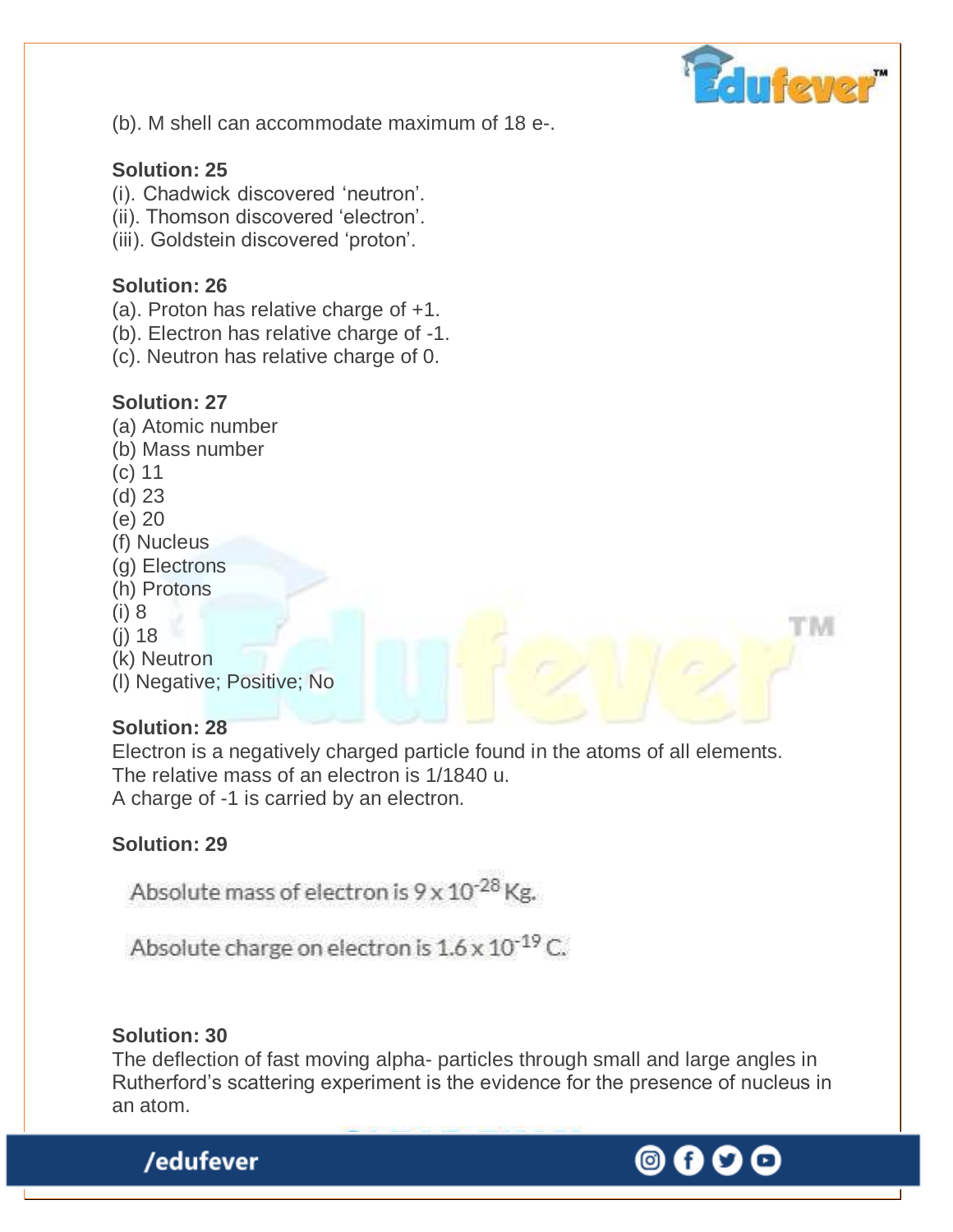(b). M shell can accommodate maximum of 18 e-.

**Solution: 25**

(i). Chadwick discovered 'neutron'.
(ii). Thomson discovered 'electron'.
(iii). Goldstein discovered 'proton'.

**Solution: 26**

(a). Proton has relative charge of +1.
(b). Electron has relative charge of -1.
(c). Neutron has relative charge of 0.

**Solution: 27**

(a) Atomic number
(b) Mass number
(c) 11
(d) 23
(e) 20
(f) Nucleus
(g) Electrons
(h) Protons
(i) 8
(j) 18
(k) Neutron
(l) Negative; Positive; No

**Solution: 28**

Electron is a negatively charged particle found in the atoms of all elements.
The relative mass of an electron is 1/1840 u.
A charge of -1 is carried by an electron.

**Solution: 29**

Absolute mass of electron is $9 \times 10^{-28}$ Kg.

Absolute charge on electron is $1.6 \times 10^{-19}$ C.

**Solution: 30**

The deflection of fast moving alpha- particles through small and large angles in Rutherford's scattering experiment is the evidence for the presence of nucleus in an atom.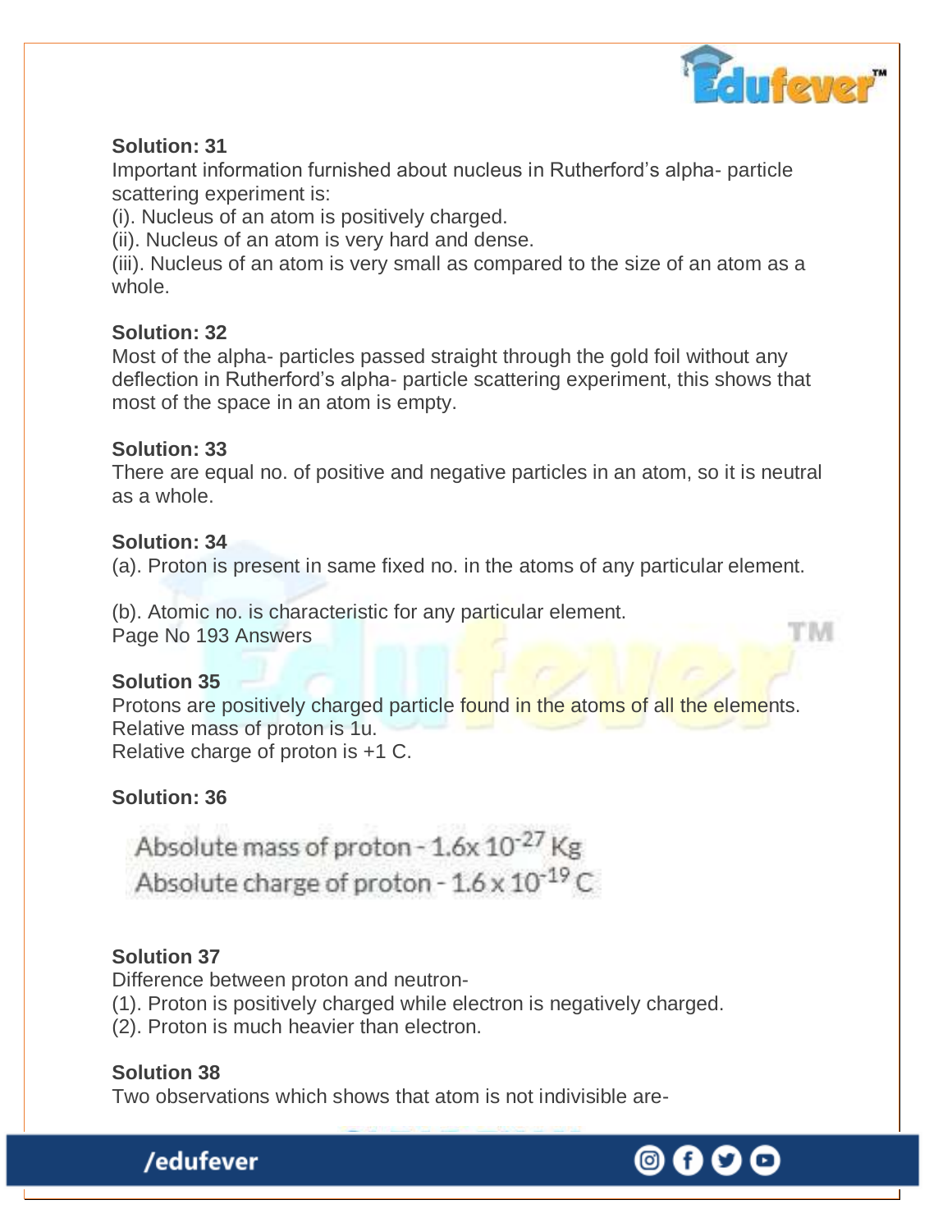**Solution: 31**

Important information furnished about nucleus in Rutherford's alpha- particle scattering experiment is:

(i). Nucleus of an atom is positively charged.

(ii). Nucleus of an atom is very hard and dense.

(iii). Nucleus of an atom is very small as compared to the size of an atom as a whole.

**Solution: 32**

Most of the alpha- particles passed straight through the gold foil without any deflection in Rutherford's alpha- particle scattering experiment, this shows that most of the space in an atom is empty.

**Solution: 33**

There are equal no. of positive and negative particles in an atom, so it is neutral as a whole.

**Solution: 34**

(a). Proton is present in same fixed no. in the atoms of any particular element.

(b). Atomic no. is characteristic for any particular element.

Page No 193 Answers

**Solution 35**

Protons are positively charged particle found in the atoms of all the elements.

Relative mass of proton is 1u.

Relative charge of proton is +1 C.

**Solution: 36**

Absolute mass of proton - $1.6 \times 10^{-27}$ Kg

Absolute charge of proton - $1.6 \times 10^{-19}$ C

**Solution 37**

Difference between proton and neutron-

(1). Proton is positively charged while electron is negatively charged.

(2). Proton is much heavier than electron.

**Solution 38**

Two observations which shows that atom is not indivisible are-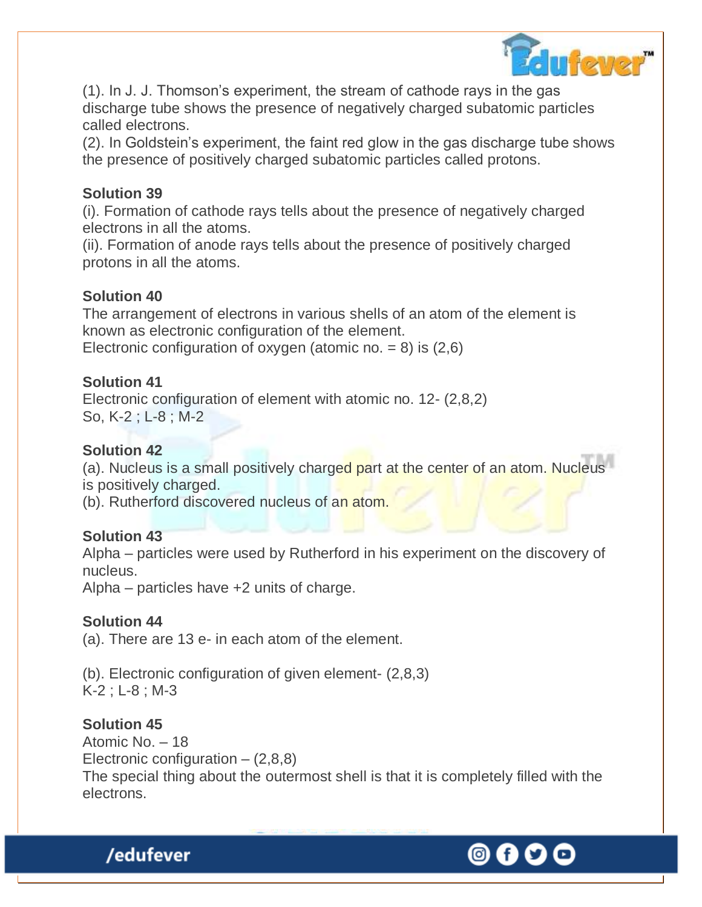(1). In J. J. Thomson's experiment, the stream of cathode rays in the gas discharge tube shows the presence of negatively charged subatomic particles called electrons.
(2). In Goldstein's experiment, the faint red glow in the gas discharge tube shows the presence of positively charged subatomic particles called protons.

**Solution 39**
(i). Formation of cathode rays tells about the presence of negatively charged electrons in all the atoms.
(ii). Formation of anode rays tells about the presence of positively charged protons in all the atoms.

**Solution 40**
The arrangement of electrons in various shells of an atom of the element is known as electronic configuration of the element.
Electronic configuration of oxygen (atomic no. = 8) is (2,6)

**Solution 41**
Electronic configuration of element with atomic no. 12- (2,8,2)
So, K-2 ; L-8 ; M-2

**Solution 42**
(a). Nucleus is a small positively charged part at the center of an atom. Nucleus is positively charged.
(b). Rutherford discovered nucleus of an atom.

**Solution 43**
Alpha – particles were used by Rutherford in his experiment on the discovery of nucleus.
Alpha – particles have +2 units of charge.

**Solution 44**
(a). There are 13 e- in each atom of the element.

(b). Electronic configuration of given element- (2,8,3)
K-2 ; L-8 ; M-3

**Solution 45**
Atomic No. – 18
Electronic configuration – (2,8,8)
The special thing about the outermost shell is that it is completely filled with the electrons.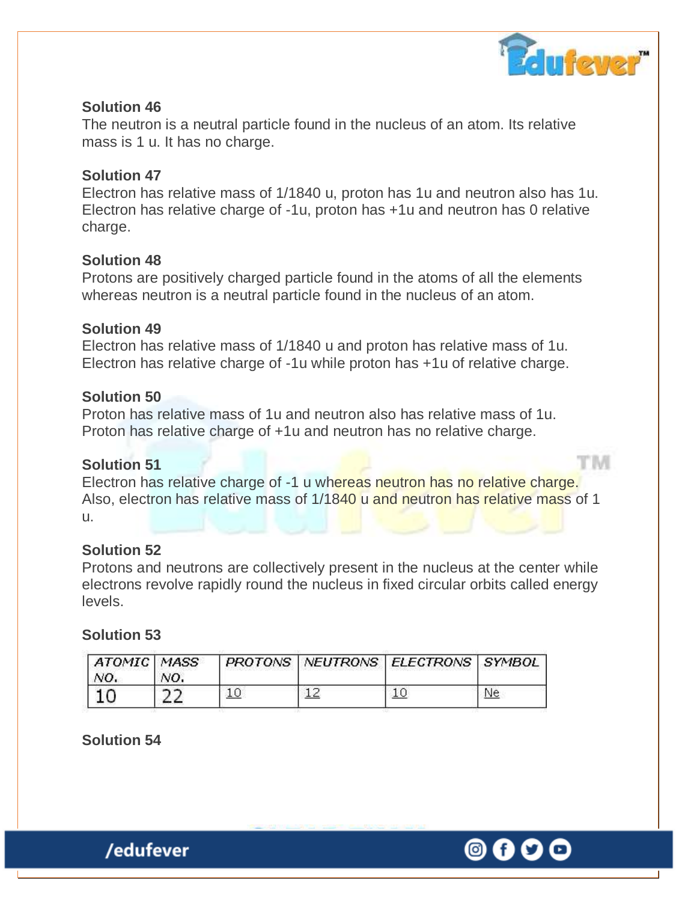**Solution 46**

The neutron is a neutral particle found in the nucleus of an atom. Its relative mass is 1 u. It has no charge.

**Solution 47**

Electron has relative mass of 1/1840 u, proton has 1u and neutron also has 1u. Electron has relative charge of -1u, proton has +1u and neutron has 0 relative charge.

**Solution 48**

Protons are positively charged particle found in the atoms of all the elements whereas neutron is a neutral particle found in the nucleus of an atom.

**Solution 49**

Electron has relative mass of 1/1840 u and proton has relative mass of 1u. Electron has relative charge of -1u while proton has +1u of relative charge.

**Solution 50**

Proton has relative mass of 1u and neutron also has relative mass of 1u. Proton has relative charge of +1u and neutron has no relative charge.

**Solution 51**

Electron has relative charge of -1 u whereas neutron has no relative charge. Also, electron has relative mass of 1/1840 u and neutron has relative mass of 1 u.

**Solution 52**

Protons and neutrons are collectively present in the nucleus at the center while electrons revolve rapidly round the nucleus in fixed circular orbits called energy levels.

**Solution 53**

| ATOMIC NO. | MASS NO. | PROTONS | NEUTRONS | ELECTRONS | SYMBOL |
|---|---|---|---|---|---|
| 10 | 22 | 10 | 12 | 10 | Ne |

**Solution 54**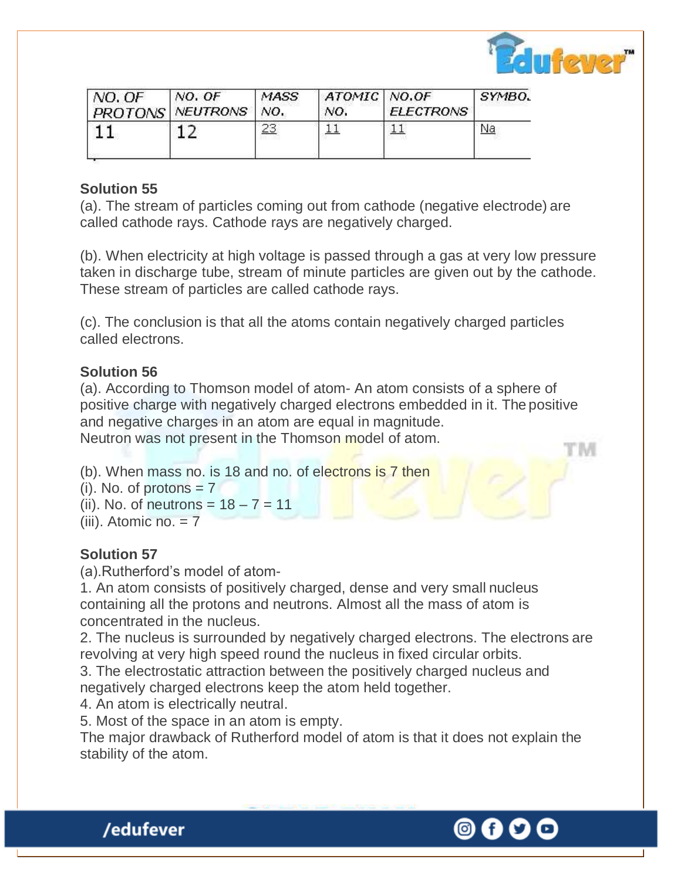| NO. OF PROTONS | NO. OF NEUTRONS | MASS NO. | ATOMIC NO. | NO.OF ELECTRONS | SYMBO. |
|---|---|---|---|---|---|
| 11 | 12 | 23 | 11 | 11 | Na |

**Solution 55**

(a). The stream of particles coming out from cathode (negative electrode) are called cathode rays. Cathode rays are negatively charged.

(b). When electricity at high voltage is passed through a gas at very low pressure taken in discharge tube, stream of minute particles are given out by the cathode. These stream of particles are called cathode rays.

(c). The conclusion is that all the atoms contain negatively charged particles called electrons.

**Solution 56**

(a). According to Thomson model of atom- An atom consists of a sphere of positive charge with negatively charged electrons embedded in it. The positive and negative charges in an atom are equal in magnitude.
Neutron was not present in the Thomson model of atom.

(b). When mass no. is 18 and no. of electrons is 7 then
(i). No. of protons = 7
(ii). No. of neutrons = 18 – 7 = 11
(iii). Atomic no. = 7

**Solution 57**

(a).Rutherford's model of atom-
1. An atom consists of positively charged, dense and very small nucleus containing all the protons and neutrons. Almost all the mass of atom is concentrated in the nucleus.
2. The nucleus is surrounded by negatively charged electrons. The electrons are revolving at very high speed round the nucleus in fixed circular orbits.
3. The electrostatic attraction between the positively charged nucleus and negatively charged electrons keep the atom held together.
4. An atom is electrically neutral.
5. Most of the space in an atom is empty.
The major drawback of Rutherford model of atom is that it does not explain the stability of the atom.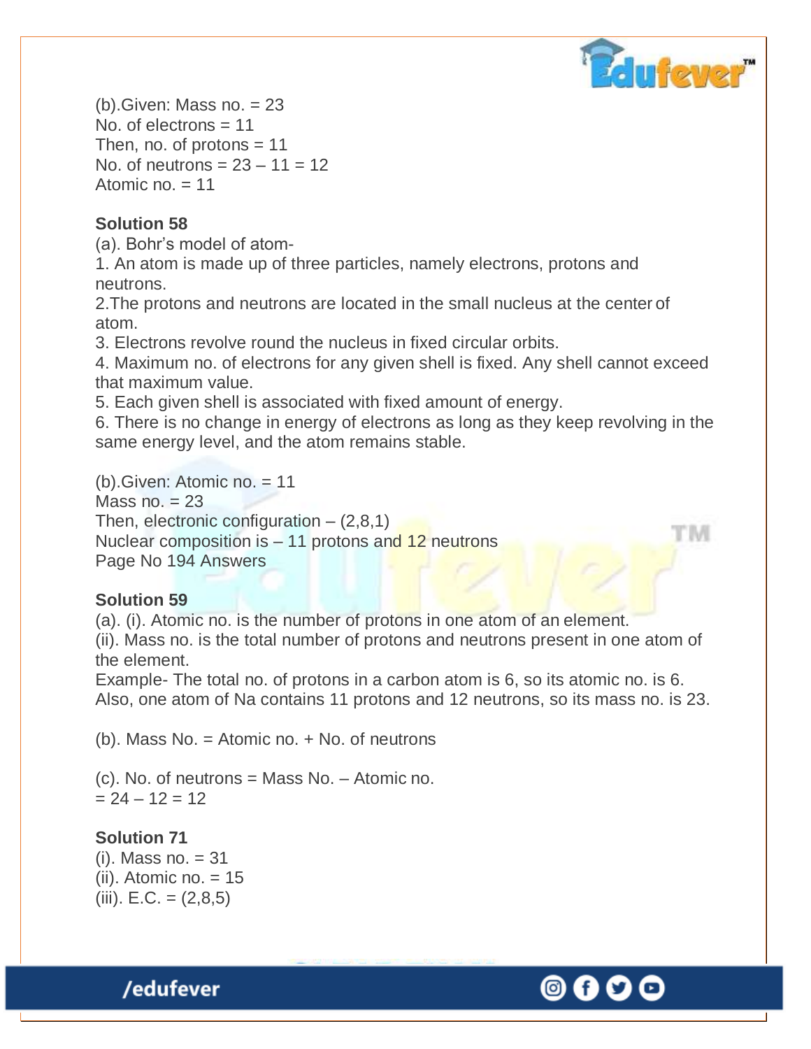(b).Given: Mass no. = 23
No. of electrons = 11
Then, no. of protons = 11
No. of neutrons = 23 – 11 = 12
Atomic no. = 11

**Solution 58**

(a). Bohr's model of atom-

1. An atom is made up of three particles, namely electrons, protons and neutrons.
2. The protons and neutrons are located in the small nucleus at the center of atom.
3. Electrons revolve round the nucleus in fixed circular orbits.
4. Maximum no. of electrons for any given shell is fixed. Any shell cannot exceed that maximum value.
5. Each given shell is associated with fixed amount of energy.
6. There is no change in energy of electrons as long as they keep revolving in the same energy level, and the atom remains stable.

(b).Given: Atomic no. = 11
Mass no. = 23
Then, electronic configuration – (2,8,1)
Nuclear composition is – 11 protons and 12 neutrons
Page No 194 Answers

**Solution 59**

(a). (i). Atomic no. is the number of protons in one atom of an element.
(ii). Mass no. is the total number of protons and neutrons present in one atom of the element.
Example- The total no. of protons in a carbon atom is 6, so its atomic no. is 6. Also, one atom of Na contains 11 protons and 12 neutrons, so its mass no. is 23.

(b). Mass No. = Atomic no. + No. of neutrons

(c). No. of neutrons = Mass No. – Atomic no.
= 24 – 12 = 12

**Solution 71**

(i). Mass no. = 31
(ii). Atomic no. = 15
(iii). E.C. = (2,8,5)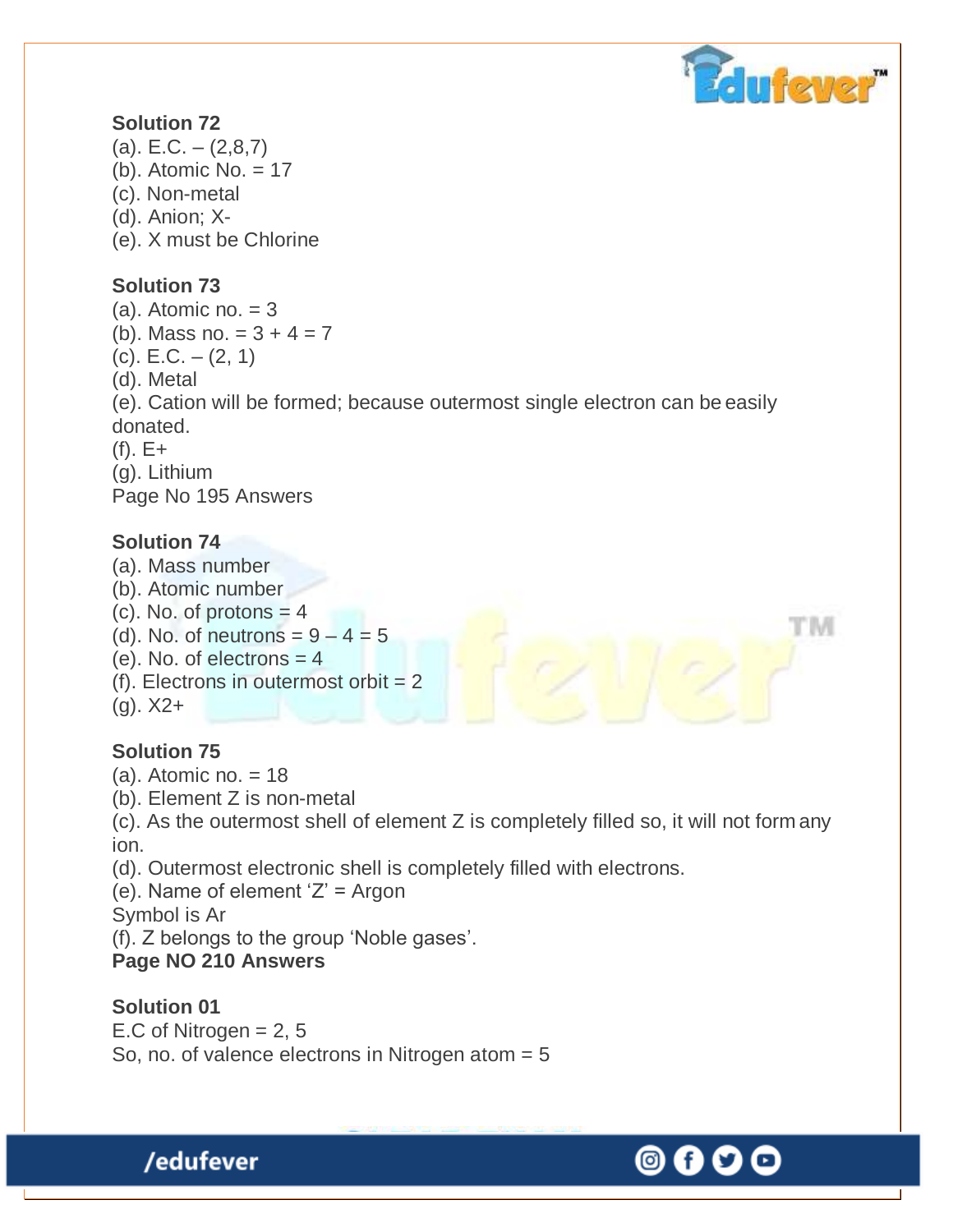**Solution 72**

(a). E.C. – (2,8,7)
(b). Atomic No. = 17
(c). Non-metal
(d). Anion; $X^-$
(e). X must be Chlorine

**Solution 73**

(a). Atomic no. = 3
(b). Mass no. = 3 + 4 = 7
(c). E.C. – (2, 1)
(d). Metal
(e). Cation will be formed; because outermost single electron can be easily donated.
(f). $E^+$
(g). Lithium

Page No 195 Answers

**Solution 74**

(a). Mass number
(b). Atomic number
(c). No. of protons = 4
(d). No. of neutrons = 9 – 4 = 5
(e). No. of electrons = 4
(f). Electrons in outermost orbit = 2
(g). $X^{2+}$

**Solution 75**

(a). Atomic no. = 18
(b). Element Z is non-metal
(c). As the outermost shell of element Z is completely filled so, it will not form any ion.
(d). Outermost electronic shell is completely filled with electrons.
(e). Name of element 'Z' = Argon
Symbol is Ar
(f). Z belongs to the group 'Noble gases'.

**Page NO 210 Answers**

**Solution 01**

E.C of Nitrogen = 2, 5
So, no. of valence electrons in Nitrogen atom = 5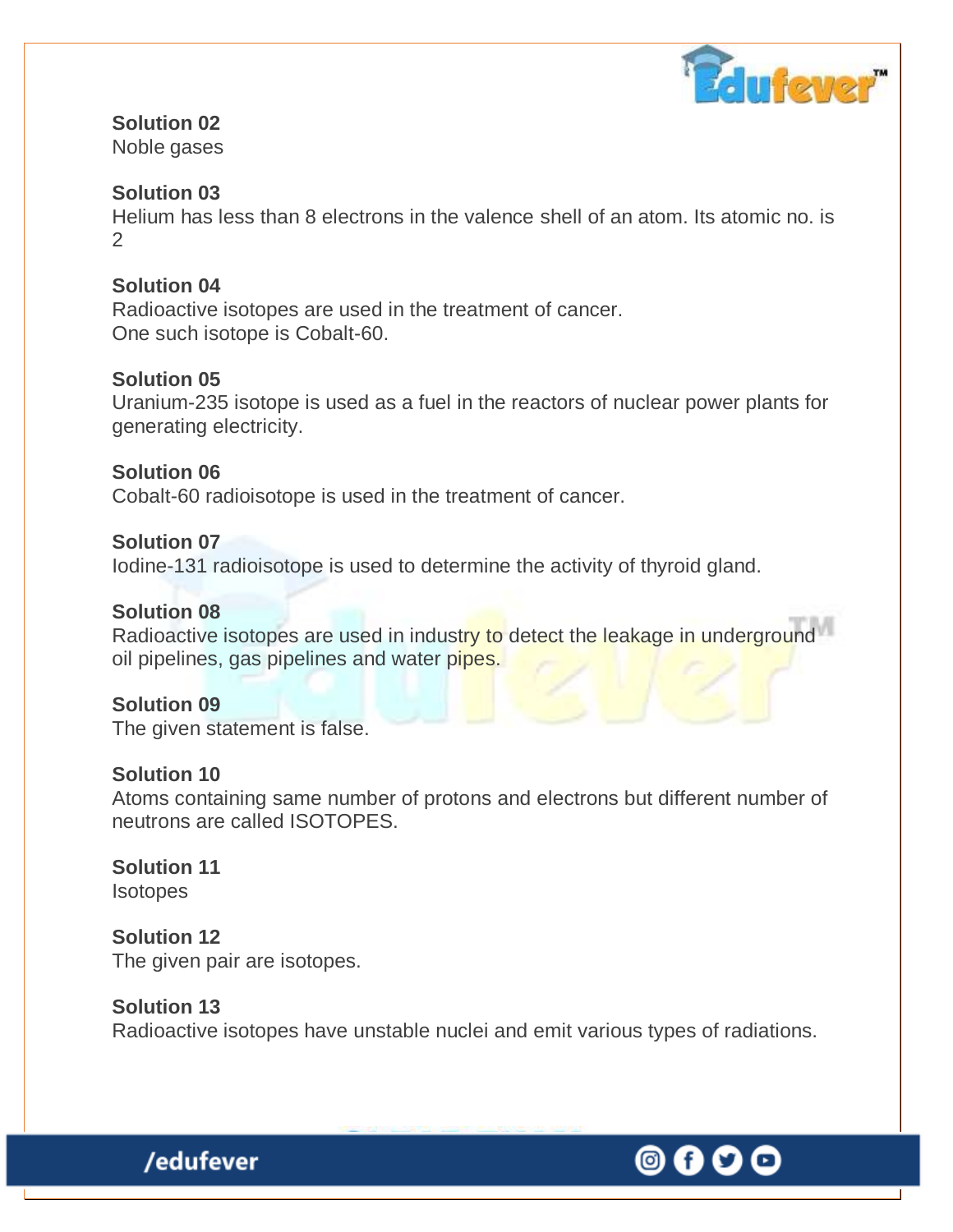**Solution 02**
Noble gases

**Solution 03**
Helium has less than 8 electrons in the valence shell of an atom. Its atomic no. is 2

**Solution 04**
Radioactive isotopes are used in the treatment of cancer.
One such isotope is Cobalt-60.

**Solution 05**
Uranium-235 isotope is used as a fuel in the reactors of nuclear power plants for generating electricity.

**Solution 06**
Cobalt-60 radioisotope is used in the treatment of cancer.

**Solution 07**
Iodine-131 radioisotope is used to determine the activity of thyroid gland.

**Solution 08**
Radioactive isotopes are used in industry to detect the leakage in underground oil pipelines, gas pipelines and water pipes.

**Solution 09**
The given statement is false.

**Solution 10**
Atoms containing same number of protons and electrons but different number of neutrons are called ISOTOPES.

**Solution 11**
Isotopes

**Solution 12**
The given pair are isotopes.

**Solution 13**
Radioactive isotopes have unstable nuclei and emit various types of radiations.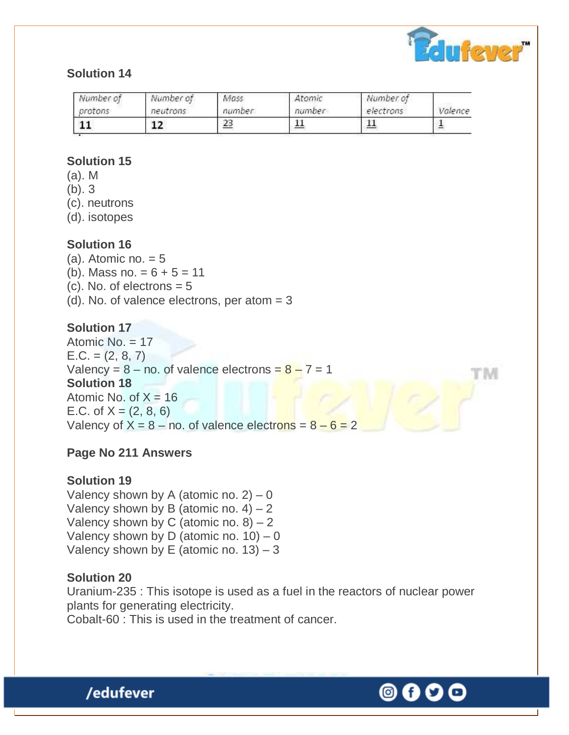**Solution 14**

| Number of protons | Number of neutrons | Mass number | Atomic number | Number of electrons | Valence |
|---|---|---|---|---|---|
| 11 | 12 | 23 | 11 | 11 | 1 |

**Solution 15**

(a). M
(b). 3
(c). neutrons
(d). isotopes

**Solution 16**

(a). Atomic no. = 5
(b). Mass no. = 6 + 5 = 11
(c). No. of electrons = 5
(d). No. of valence electrons, per atom = 3

**Solution 17**

Atomic No. = 17
E.C. = (2, 8, 7)
Valency = 8 – no. of valence electrons = 8 – 7 = 1

**Solution 18**

Atomic No. of X = 16
E.C. of X = (2, 8, 6)
Valency of X = 8 – no. of valence electrons = 8 – 6 = 2

**Page No 211 Answers**

**Solution 19**

Valency shown by A (atomic no. 2) – 0
Valency shown by B (atomic no. 4) – 2
Valency shown by C (atomic no. 8) – 2
Valency shown by D (atomic no. 10) – 0
Valency shown by E (atomic no. 13) – 3

**Solution 20**

Uranium-235 : This isotope is used as a fuel in the reactors of nuclear power plants for generating electricity.
Cobalt-60 : This is used in the treatment of cancer.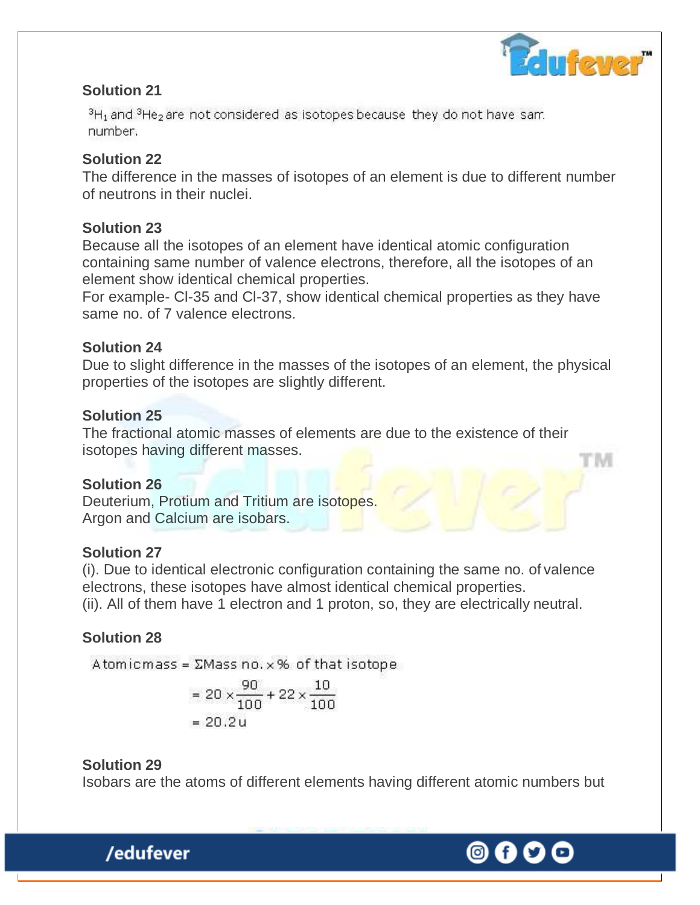**Solution 21**

$^3H_1$ and $^3He_2$ are not considered as isotopes because they do not have sam. number.

**Solution 22**

The difference in the masses of isotopes of an element is due to different number of neutrons in their nuclei.

**Solution 23**

Because all the isotopes of an element have identical atomic configuration containing same number of valence electrons, therefore, all the isotopes of an element show identical chemical properties.

For example- Cl-35 and Cl-37, show identical chemical properties as they have same no. of 7 valence electrons.

**Solution 24**

Due to slight difference in the masses of the isotopes of an element, the physical properties of the isotopes are slightly different.

**Solution 25**

The fractional atomic masses of elements are due to the existence of their isotopes having different masses.

**Solution 26**

Deuterium, Protium and Tritium are isotopes.

Argon and Calcium are isobars.

**Solution 27**

(i). Due to identical electronic configuration containing the same no. of valence electrons, these isotopes have almost identical chemical properties.

(ii). All of them have 1 electron and 1 proton, so, they are electrically neutral.

**Solution 28**

$$\text{Atomic mass} = \Sigma \text{Mass no.} \times \% \text{ of that isotope}$$

$$= 20 \times \frac{90}{100} + 22 \times \frac{10}{100}$$

$$= 20.2\,u$$

**Solution 29**

Isobars are the atoms of different elements having different atomic numbers but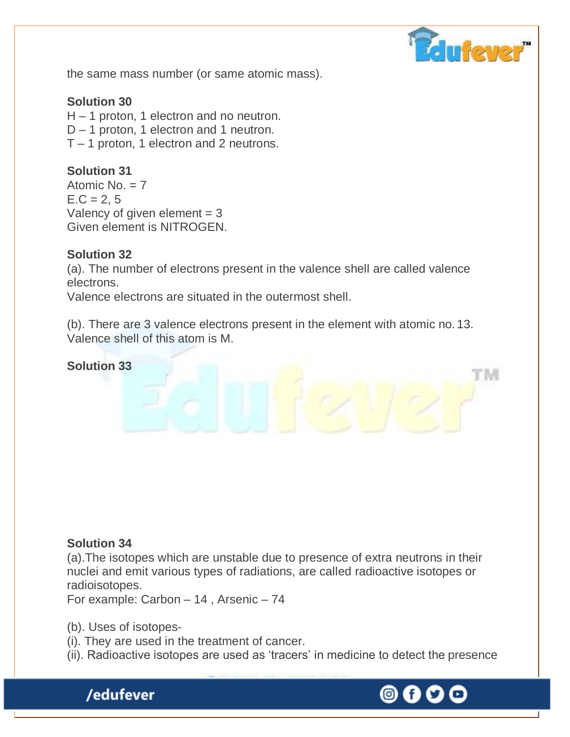the same mass number (or same atomic mass).

**Solution 30**

H – 1 proton, 1 electron and no neutron.
D – 1 proton, 1 electron and 1 neutron.
T – 1 proton, 1 electron and 2 neutrons.

**Solution 31**

Atomic No. = 7
E.C = 2, 5
Valency of given element = 3
Given element is NITROGEN.

**Solution 32**

(a). The number of electrons present in the valence shell are called valence electrons.
Valence electrons are situated in the outermost shell.

(b). There are 3 valence electrons present in the element with atomic no. 13.
Valence shell of this atom is M.

**Solution 33**

**Solution 34**

(a).The isotopes which are unstable due to presence of extra neutrons in their nuclei and emit various types of radiations, are called radioactive isotopes or radioisotopes.
For example: Carbon – 14 , Arsenic – 74

(b). Uses of isotopes-
(i). They are used in the treatment of cancer.
(ii). Radioactive isotopes are used as 'tracers' in medicine to detect the presence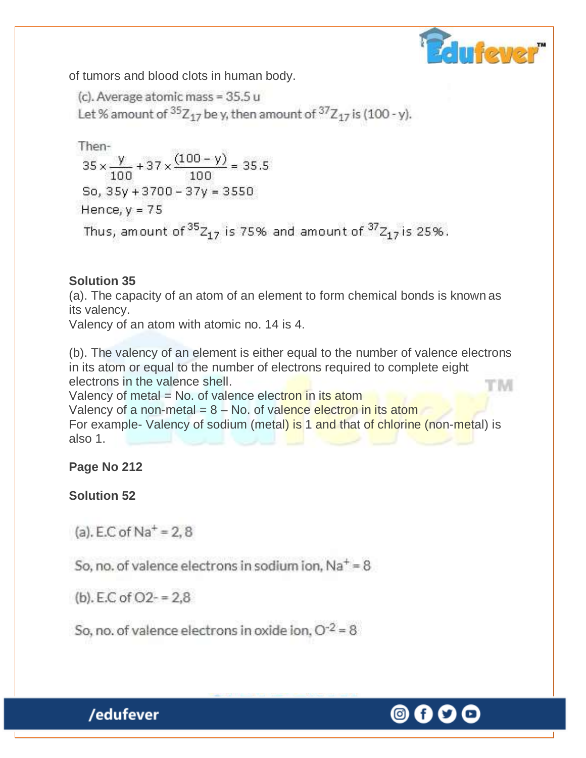of tumors and blood clots in human body.

(c). Average atomic mass = 35.5 u

Let % amount of $^{35}Z_{17}$ be y, then amount of $^{37}Z_{17}$ is (100 - y).

Then-

$$35 \times \frac{y}{100} + 37 \times \frac{(100 - y)}{100} = 35.5$$

So, $35y + 3700 - 37y = 3550$

Hence, $y = 75$

Thus, amount of $^{35}Z_{17}$ is 75% and amount of $^{37}Z_{17}$ is 25%.

**Solution 35**

(a). The capacity of an atom of an element to form chemical bonds is known as its valency.

Valency of an atom with atomic no. 14 is 4.

(b). The valency of an element is either equal to the number of valence electrons in its atom or equal to the number of electrons required to complete eight electrons in the valence shell.

Valency of metal = No. of valence electron in its atom

Valency of a non-metal = 8 – No. of valence electron in its atom

For example- Valency of sodium (metal) is 1 and that of chlorine (non-metal) is also 1.

**Page No 212**

**Solution 52**

(a). E.C of $Na^+$ = 2, 8

So, no. of valence electrons in sodium ion, $Na^+$ = 8

(b). E.C of O2- = 2,8

So, no. of valence electrons in oxide ion, $O^{-2}$ = 8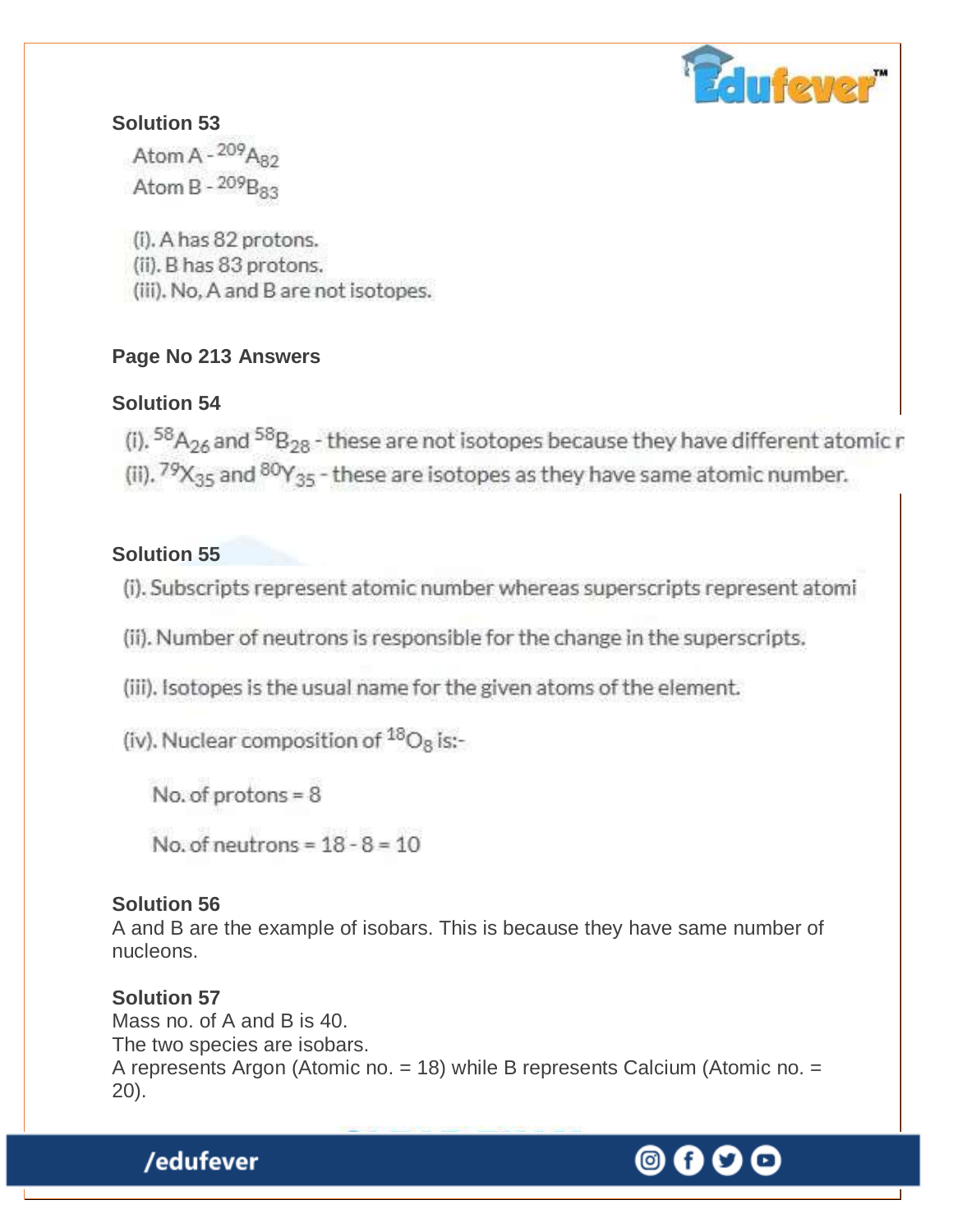**Solution 53**

Atom A - $^{209}A_{82}$

Atom B - $^{209}B_{83}$

(i). A has 82 protons.
(ii). B has 83 protons.
(iii). No, A and B are not isotopes.

**Page No 213 Answers**

**Solution 54**

(i). $^{58}A_{26}$ and $^{58}B_{28}$ - these are not isotopes because they have different atomic r

(ii). $^{79}X_{35}$ and $^{80}Y_{35}$ - these are isotopes as they have same atomic number.

**Solution 55**

(i). Subscripts represent atomic number whereas superscripts represent atomi

(ii). Number of neutrons is responsible for the change in the superscripts.

(iii). Isotopes is the usual name for the given atoms of the element.

(iv). Nuclear composition of $^{18}O_8$ is:-

No. of protons = 8

No. of neutrons = 18 - 8 = 10

**Solution 56**

A and B are the example of isobars. This is because they have same number of nucleons.

**Solution 57**

Mass no. of A and B is 40.
The two species are isobars.
A represents Argon (Atomic no. = 18) while B represents Calcium (Atomic no. = 20).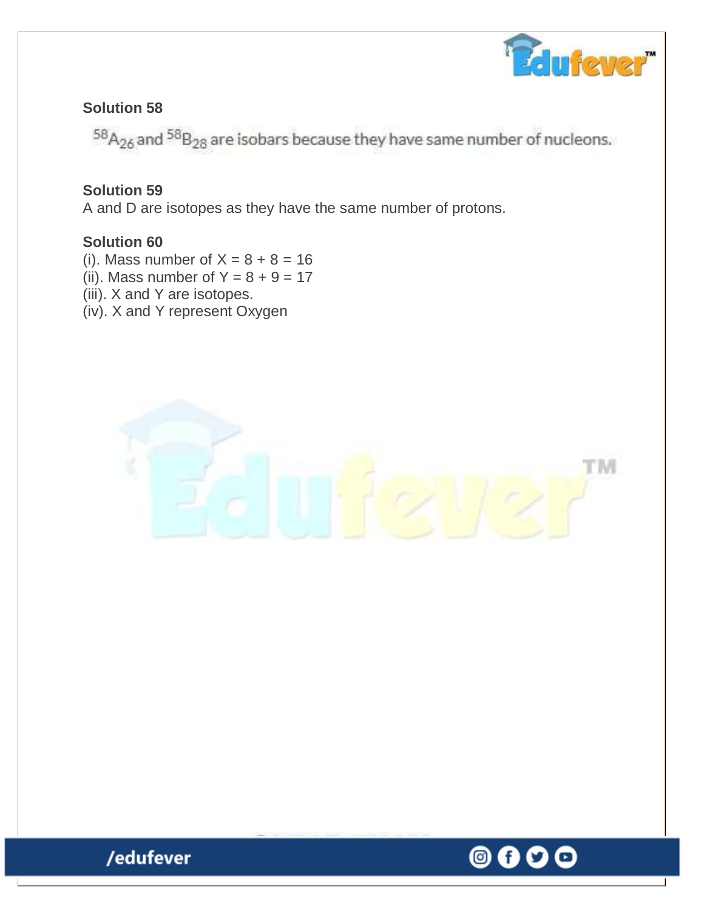**Solution 58**

$^{58}A_{26}$ and $^{58}B_{28}$ are isobars because they have same number of nucleons.

**Solution 59**

A and D are isotopes as they have the same number of protons.

**Solution 60**

(i). Mass number of X = 8 + 8 = 16

(ii). Mass number of Y = 8 + 9 = 17

(iii). X and Y are isotopes.

(iv). X and Y represent Oxygen